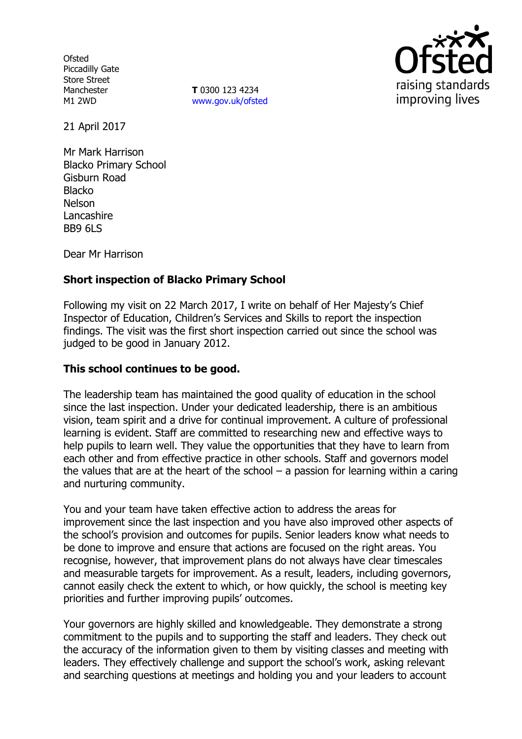Ofsted
Piccadilly Gate
Store Street
Manchester
M1 2WD

**T** 0300 123 4234
www.gov.uk/ofsted

21 April 2017

Mr Mark Harrison
Blacko Primary School
Gisburn Road
Blacko
Nelson
Lancashire
BB9 6LS

Dear Mr Harrison

**Short inspection of Blacko Primary School**

Following my visit on 22 March 2017, I write on behalf of Her Majesty's Chief Inspector of Education, Children's Services and Skills to report the inspection findings. The visit was the first short inspection carried out since the school was judged to be good in January 2012.

**This school continues to be good.**

The leadership team has maintained the good quality of education in the school since the last inspection. Under your dedicated leadership, there is an ambitious vision, team spirit and a drive for continual improvement. A culture of professional learning is evident. Staff are committed to researching new and effective ways to help pupils to learn well. They value the opportunities that they have to learn from each other and from effective practice in other schools. Staff and governors model the values that are at the heart of the school – a passion for learning within a caring and nurturing community.

You and your team have taken effective action to address the areas for improvement since the last inspection and you have also improved other aspects of the school's provision and outcomes for pupils. Senior leaders know what needs to be done to improve and ensure that actions are focused on the right areas. You recognise, however, that improvement plans do not always have clear timescales and measurable targets for improvement. As a result, leaders, including governors, cannot easily check the extent to which, or how quickly, the school is meeting key priorities and further improving pupils' outcomes.

Your governors are highly skilled and knowledgeable. They demonstrate a strong commitment to the pupils and to supporting the staff and leaders. They check out the accuracy of the information given to them by visiting classes and meeting with leaders. They effectively challenge and support the school's work, asking relevant and searching questions at meetings and holding you and your leaders to account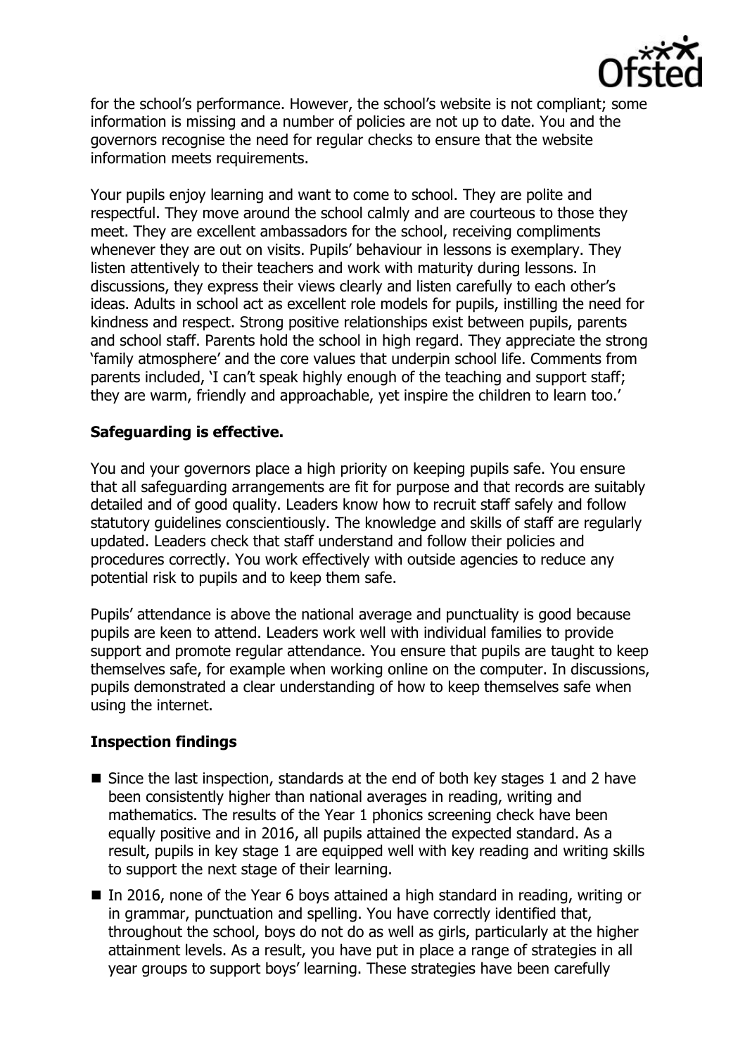for the school's performance. However, the school's website is not compliant; some information is missing and a number of policies are not up to date. You and the governors recognise the need for regular checks to ensure that the website information meets requirements.

Your pupils enjoy learning and want to come to school. They are polite and respectful. They move around the school calmly and are courteous to those they meet. They are excellent ambassadors for the school, receiving compliments whenever they are out on visits. Pupils' behaviour in lessons is exemplary. They listen attentively to their teachers and work with maturity during lessons. In discussions, they express their views clearly and listen carefully to each other's ideas. Adults in school act as excellent role models for pupils, instilling the need for kindness and respect. Strong positive relationships exist between pupils, parents and school staff. Parents hold the school in high regard. They appreciate the strong 'family atmosphere' and the core values that underpin school life. Comments from parents included, 'I can't speak highly enough of the teaching and support staff; they are warm, friendly and approachable, yet inspire the children to learn too.'

## Safeguarding is effective.

You and your governors place a high priority on keeping pupils safe. You ensure that all safeguarding arrangements are fit for purpose and that records are suitably detailed and of good quality. Leaders know how to recruit staff safely and follow statutory guidelines conscientiously. The knowledge and skills of staff are regularly updated. Leaders check that staff understand and follow their policies and procedures correctly. You work effectively with outside agencies to reduce any potential risk to pupils and to keep them safe.

Pupils' attendance is above the national average and punctuality is good because pupils are keen to attend. Leaders work well with individual families to provide support and promote regular attendance. You ensure that pupils are taught to keep themselves safe, for example when working online on the computer. In discussions, pupils demonstrated a clear understanding of how to keep themselves safe when using the internet.

## Inspection findings

- Since the last inspection, standards at the end of both key stages 1 and 2 have been consistently higher than national averages in reading, writing and mathematics. The results of the Year 1 phonics screening check have been equally positive and in 2016, all pupils attained the expected standard. As a result, pupils in key stage 1 are equipped well with key reading and writing skills to support the next stage of their learning.
- In 2016, none of the Year 6 boys attained a high standard in reading, writing or in grammar, punctuation and spelling. You have correctly identified that, throughout the school, boys do not do as well as girls, particularly at the higher attainment levels. As a result, you have put in place a range of strategies in all year groups to support boys' learning. These strategies have been carefully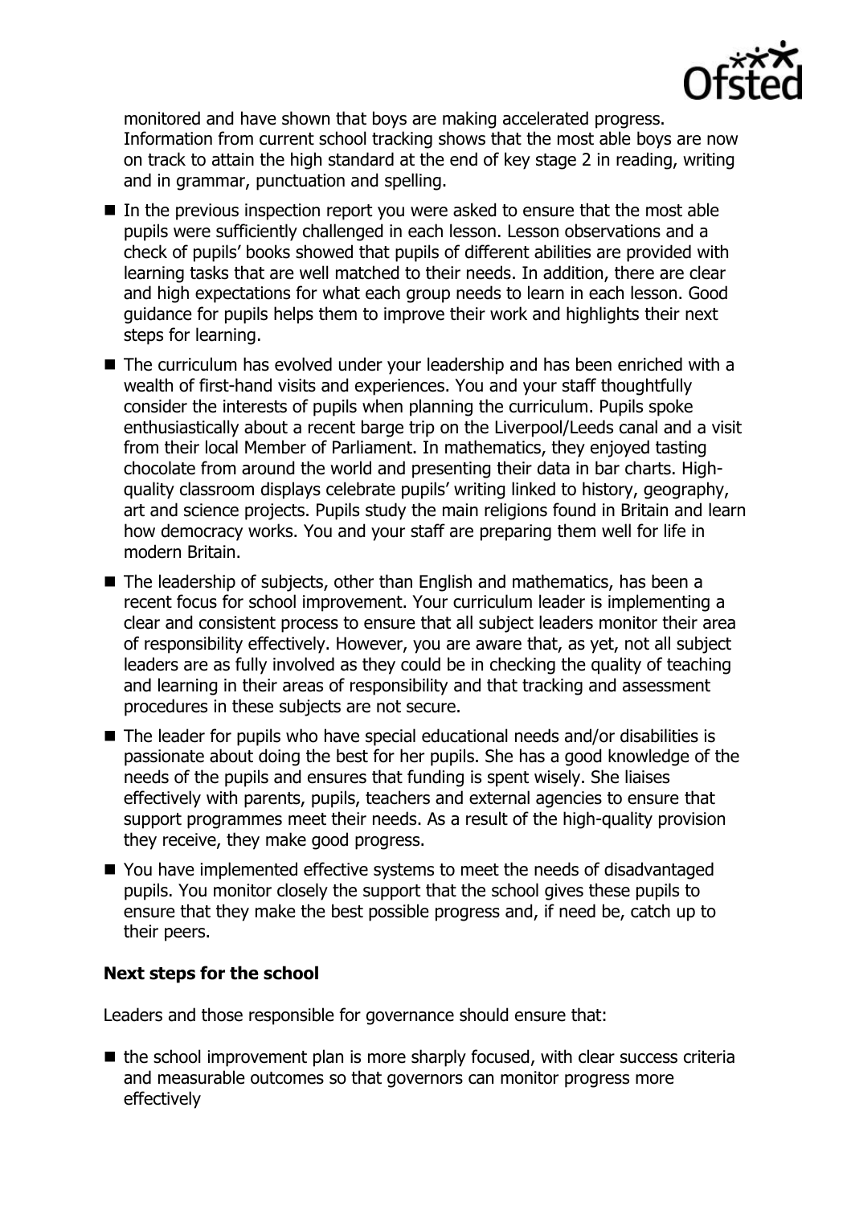monitored and have shown that boys are making accelerated progress. Information from current school tracking shows that the most able boys are now on track to attain the high standard at the end of key stage 2 in reading, writing and in grammar, punctuation and spelling.

- In the previous inspection report you were asked to ensure that the most able pupils were sufficiently challenged in each lesson. Lesson observations and a check of pupils' books showed that pupils of different abilities are provided with learning tasks that are well matched to their needs. In addition, there are clear and high expectations for what each group needs to learn in each lesson. Good guidance for pupils helps them to improve their work and highlights their next steps for learning.
- The curriculum has evolved under your leadership and has been enriched with a wealth of first-hand visits and experiences. You and your staff thoughtfully consider the interests of pupils when planning the curriculum. Pupils spoke enthusiastically about a recent barge trip on the Liverpool/Leeds canal and a visit from their local Member of Parliament. In mathematics, they enjoyed tasting chocolate from around the world and presenting their data in bar charts. High-quality classroom displays celebrate pupils' writing linked to history, geography, art and science projects. Pupils study the main religions found in Britain and learn how democracy works. You and your staff are preparing them well for life in modern Britain.
- The leadership of subjects, other than English and mathematics, has been a recent focus for school improvement. Your curriculum leader is implementing a clear and consistent process to ensure that all subject leaders monitor their area of responsibility effectively. However, you are aware that, as yet, not all subject leaders are as fully involved as they could be in checking the quality of teaching and learning in their areas of responsibility and that tracking and assessment procedures in these subjects are not secure.
- The leader for pupils who have special educational needs and/or disabilities is passionate about doing the best for her pupils. She has a good knowledge of the needs of the pupils and ensures that funding is spent wisely. She liaises effectively with parents, pupils, teachers and external agencies to ensure that support programmes meet their needs. As a result of the high-quality provision they receive, they make good progress.
- You have implemented effective systems to meet the needs of disadvantaged pupils. You monitor closely the support that the school gives these pupils to ensure that they make the best possible progress and, if need be, catch up to their peers.

## Next steps for the school

Leaders and those responsible for governance should ensure that:

- the school improvement plan is more sharply focused, with clear success criteria and measurable outcomes so that governors can monitor progress more effectively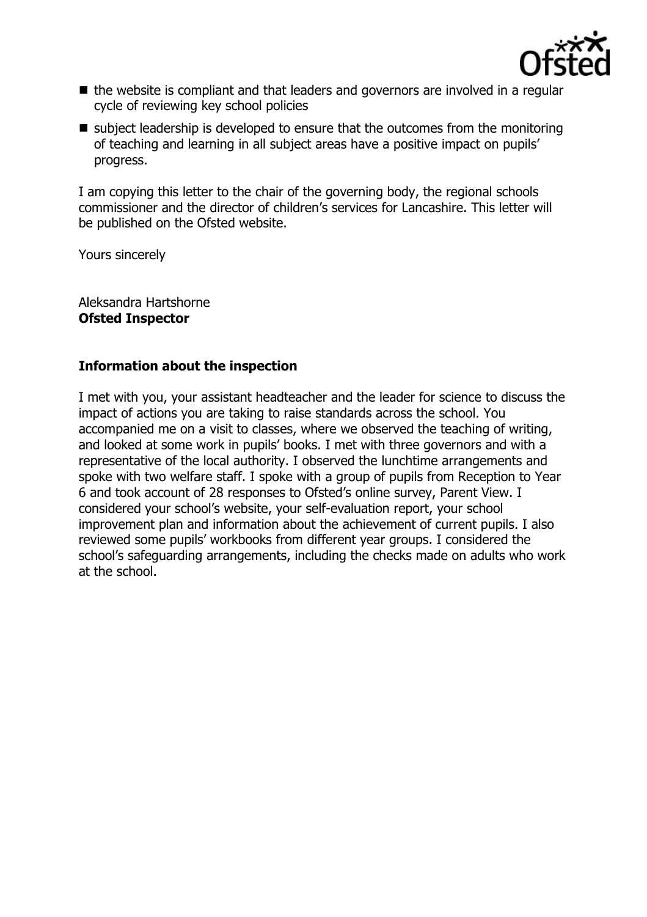- the website is compliant and that leaders and governors are involved in a regular cycle of reviewing key school policies
- subject leadership is developed to ensure that the outcomes from the monitoring of teaching and learning in all subject areas have a positive impact on pupils' progress.

I am copying this letter to the chair of the governing body, the regional schools commissioner and the director of children's services for Lancashire. This letter will be published on the Ofsted website.

Yours sincerely

Aleksandra Hartshorne
**Ofsted Inspector**

## Information about the inspection

I met with you, your assistant headteacher and the leader for science to discuss the impact of actions you are taking to raise standards across the school. You accompanied me on a visit to classes, where we observed the teaching of writing, and looked at some work in pupils' books. I met with three governors and with a representative of the local authority. I observed the lunchtime arrangements and spoke with two welfare staff. I spoke with a group of pupils from Reception to Year 6 and took account of 28 responses to Ofsted's online survey, Parent View. I considered your school's website, your self-evaluation report, your school improvement plan and information about the achievement of current pupils. I also reviewed some pupils' workbooks from different year groups. I considered the school's safeguarding arrangements, including the checks made on adults who work at the school.